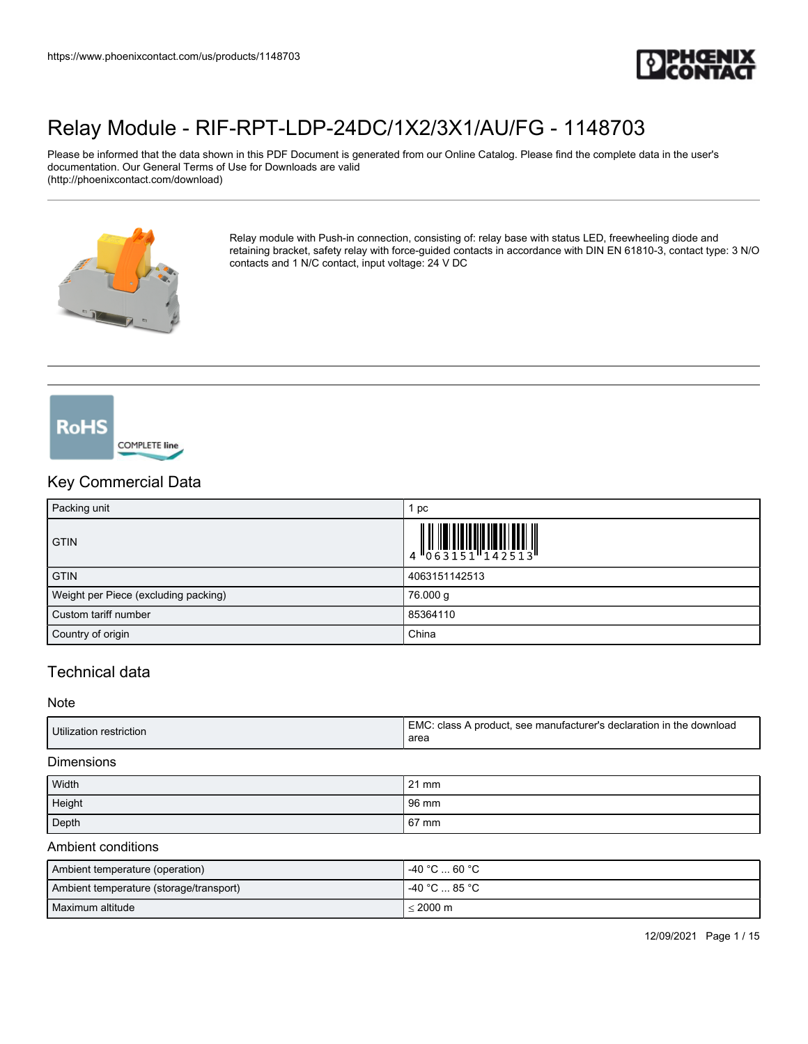# Relay Module - RIF-RPT-LDP-24DC/1X2/3X1/AU/FG - 1148703

Please be informed that the data shown in this PDF Document is generated from our Online Catalog. Please find the complete data in the user's documentation. Our General Terms of Use for Downloads are valid (http://phoenixcontact.com/download)

Relay module with Push-in connection, consisting of: relay base with status LED, freewheeling diode and retaining bracket, safety relay with force-guided contacts in accordance with DIN EN 61810-3, contact type: 3 N/O contacts and 1 N/C contact, input voltage: 24 V DC

## Key Commercial Data

| | |
|---|---|
| Packing unit | 1 pc |
| GTIN | 4 063151 142513 |
| GTIN | 4063151142513 |
| Weight per Piece (excluding packing) | 76.000 g |
| Custom tariff number | 85364110 |
| Country of origin | China |

## Technical data

### Note

| | |
|---|---|
| Utilization restriction | EMC: class A product, see manufacturer's declaration in the download area |

### Dimensions

| | |
|---|---|
| Width | 21 mm |
| Height | 96 mm |
| Depth | 67 mm |

### Ambient conditions

| | |
|---|---|
| Ambient temperature (operation) | -40 °C ... 60 °C |
| Ambient temperature (storage/transport) | -40 °C ... 85 °C |
| Maximum altitude | ≤ 2000 m |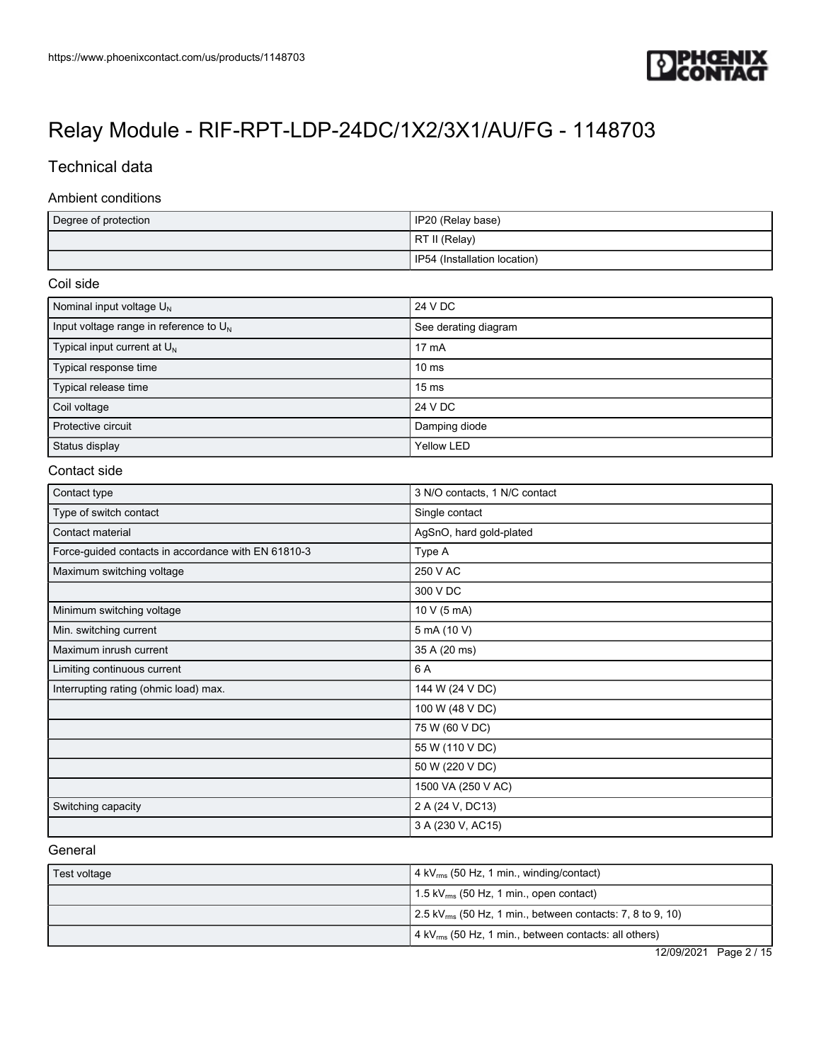# Relay Module - RIF-RPT-LDP-24DC/1X2/3X1/AU/FG - 1148703

## Technical data

### Ambient conditions

| | |
|---|---|
| Degree of protection | IP20 (Relay base) |
| | RT II (Relay) |
| | IP54 (Installation location) |

### Coil side

| | |
|---|---|
| Nominal input voltage $U_N$ | 24 V DC |
| Input voltage range in reference to $U_N$ | See derating diagram |
| Typical input current at $U_N$ | 17 mA |
| Typical response time | 10 ms |
| Typical release time | 15 ms |
| Coil voltage | 24 V DC |
| Protective circuit | Damping diode |
| Status display | Yellow LED |

### Contact side

| | |
|---|---|
| Contact type | 3 N/O contacts, 1 N/C contact |
| Type of switch contact | Single contact |
| Contact material | AgSnO, hard gold-plated |
| Force-guided contacts in accordance with EN 61810-3 | Type A |
| Maximum switching voltage | 250 V AC |
| | 300 V DC |
| Minimum switching voltage | 10 V (5 mA) |
| Min. switching current | 5 mA (10 V) |
| Maximum inrush current | 35 A (20 ms) |
| Limiting continuous current | 6 A |
| Interrupting rating (ohmic load) max. | 144 W (24 V DC) |
| | 100 W (48 V DC) |
| | 75 W (60 V DC) |
| | 55 W (110 V DC) |
| | 50 W (220 V DC) |
| | 1500 VA (250 V AC) |
| Switching capacity | 2 A (24 V, DC13) |
| | 3 A (230 V, AC15) |

### General

| | |
|---|---|
| Test voltage | 4 $kV_{rms}$ (50 Hz, 1 min., winding/contact) |
| | 1.5 $kV_{rms}$ (50 Hz, 1 min., open contact) |
| | 2.5 $kV_{rms}$ (50 Hz, 1 min., between contacts: 7, 8 to 9, 10) |
| | 4 $kV_{rms}$ (50 Hz, 1 min., between contacts: all others) |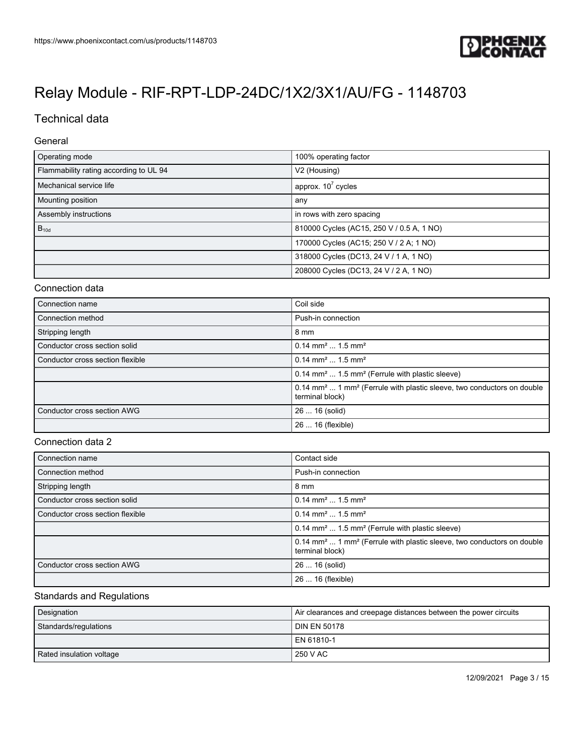# Relay Module - RIF-RPT-LDP-24DC/1X2/3X1/AU/FG - 1148703

## Technical data

### General

| Operating mode | 100% operating factor |
|---|---|
| Flammability rating according to UL 94 | V2 (Housing) |
| Mechanical service life | approx. $10^7$ cycles |
| Mounting position | any |
| Assembly instructions | in rows with zero spacing |
| $B_{10d}$ | 810000 Cycles (AC15, 250 V / 0.5 A, 1 NO) |
| | 170000 Cycles (AC15; 250 V / 2 A; 1 NO) |
| | 318000 Cycles (DC13, 24 V / 1 A, 1 NO) |
| | 208000 Cycles (DC13, 24 V / 2 A, 1 NO) |

### Connection data

| Connection name | Coil side |
|---|---|
| Connection method | Push-in connection |
| Stripping length | 8 mm |
| Conductor cross section solid | 0.14 mm² ... 1.5 mm² |
| Conductor cross section flexible | 0.14 mm² ... 1.5 mm² |
| | 0.14 mm² ... 1.5 mm² (Ferrule with plastic sleeve) |
| | 0.14 mm² ... 1 mm² (Ferrule with plastic sleeve, two conductors on double terminal block) |
| Conductor cross section AWG | 26 ... 16 (solid) |
| | 26 ... 16 (flexible) |

### Connection data 2

| Connection name | Contact side |
|---|---|
| Connection method | Push-in connection |
| Stripping length | 8 mm |
| Conductor cross section solid | 0.14 mm² ... 1.5 mm² |
| Conductor cross section flexible | 0.14 mm² ... 1.5 mm² |
| | 0.14 mm² ... 1.5 mm² (Ferrule with plastic sleeve) |
| | 0.14 mm² ... 1 mm² (Ferrule with plastic sleeve, two conductors on double terminal block) |
| Conductor cross section AWG | 26 ... 16 (solid) |
| | 26 ... 16 (flexible) |

### Standards and Regulations

| Designation | Air clearances and creepage distances between the power circuits |
|---|---|
| Standards/regulations | DIN EN 50178 |
| | EN 61810-1 |
| Rated insulation voltage | 250 V AC |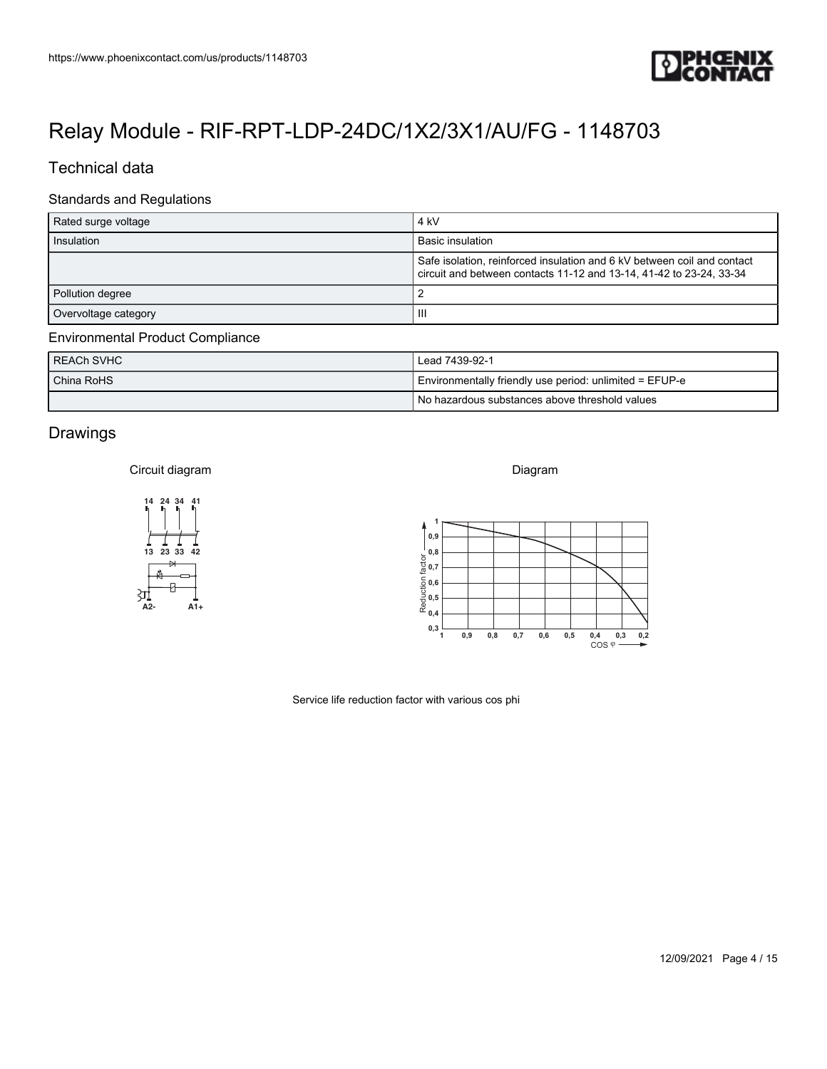# Relay Module - RIF-RPT-LDP-24DC/1X2/3X1/AU/FG - 1148703

## Technical data

### Standards and Regulations

| | |
|---|---|
| Rated surge voltage | 4 kV |
| Insulation | Basic insulation |
| | Safe isolation, reinforced insulation and 6 kV between coil and contact circuit and between contacts 11-12 and 13-14, 41-42 to 23-24, 33-34 |
| Pollution degree | 2 |
| Overvoltage category | III |

### Environmental Product Compliance

| | |
|---|---|
| REACh SVHC | Lead 7439-92-1 |
| China RoHS | Environmentally friendly use period: unlimited = EFUP-e |
| | No hazardous substances above threshold values |

## Drawings

Circuit diagram

Diagram

Service life reduction factor with various cos phi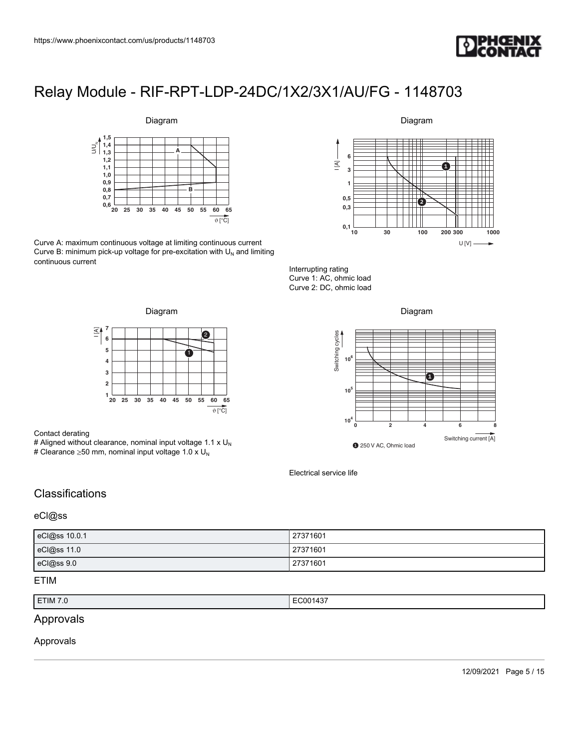# Relay Module - RIF-RPT-LDP-24DC/1X2/3X1/AU/FG - 1148703

Diagram

Curve A: maximum continuous voltage at limiting continuous current
Curve B: minimum pick-up voltage for pre-excitation with $U_N$ and limiting continuous current

Diagram

Interrupting rating
Curve 1: AC, ohmic load
Curve 2: DC, ohmic load

Diagram

Contact derating
# Aligned without clearance, nominal input voltage 1.1 x $U_N$
# Clearance ≥50 mm, nominal input voltage 1.0 x $U_N$

Diagram

Electrical service life

## Classifications

### eCl@ss

| | |
|---|---|
| eCl@ss 10.0.1 | 27371601 |
| eCl@ss 11.0 | 27371601 |
| eCl@ss 9.0 | 27371601 |

### ETIM

| | |
|---|---|
| ETIM 7.0 | EC001437 |

## Approvals

### Approvals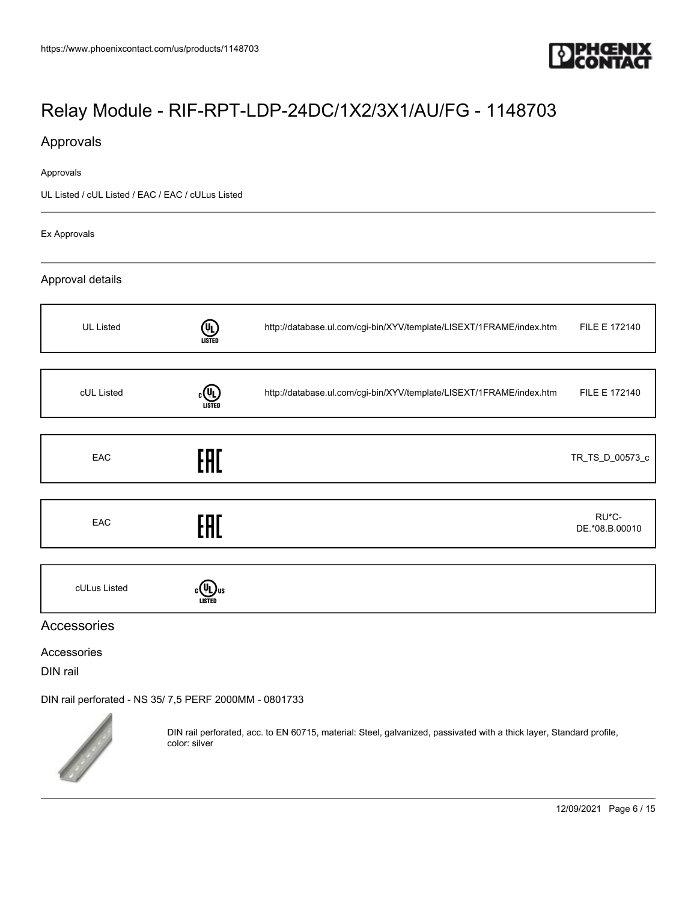# Relay Module - RIF-RPT-LDP-24DC/1X2/3X1/AU/FG - 1148703

## Approvals

Approvals

UL Listed / cUL Listed / EAC / EAC / cULus Listed

Ex Approvals

### Approval details

| | | | |
|---|---|---|---|
| UL Listed | | http://database.ul.com/cgi-bin/XYV/template/LISEXT/1FRAME/index.htm | FILE E 172140 |
| cUL Listed | | http://database.ul.com/cgi-bin/XYV/template/LISEXT/1FRAME/index.htm | FILE E 172140 |
| EAC | | | TR_TS_D_00573_c |
| EAC | | | RU*C-DE.*08.B.00010 |
| cULus Listed | | | |

## Accessories

Accessories

DIN rail

DIN rail perforated - NS 35/ 7,5 PERF 2000MM - 0801733

DIN rail perforated, acc. to EN 60715, material: Steel, galvanized, passivated with a thick layer, Standard profile, color: silver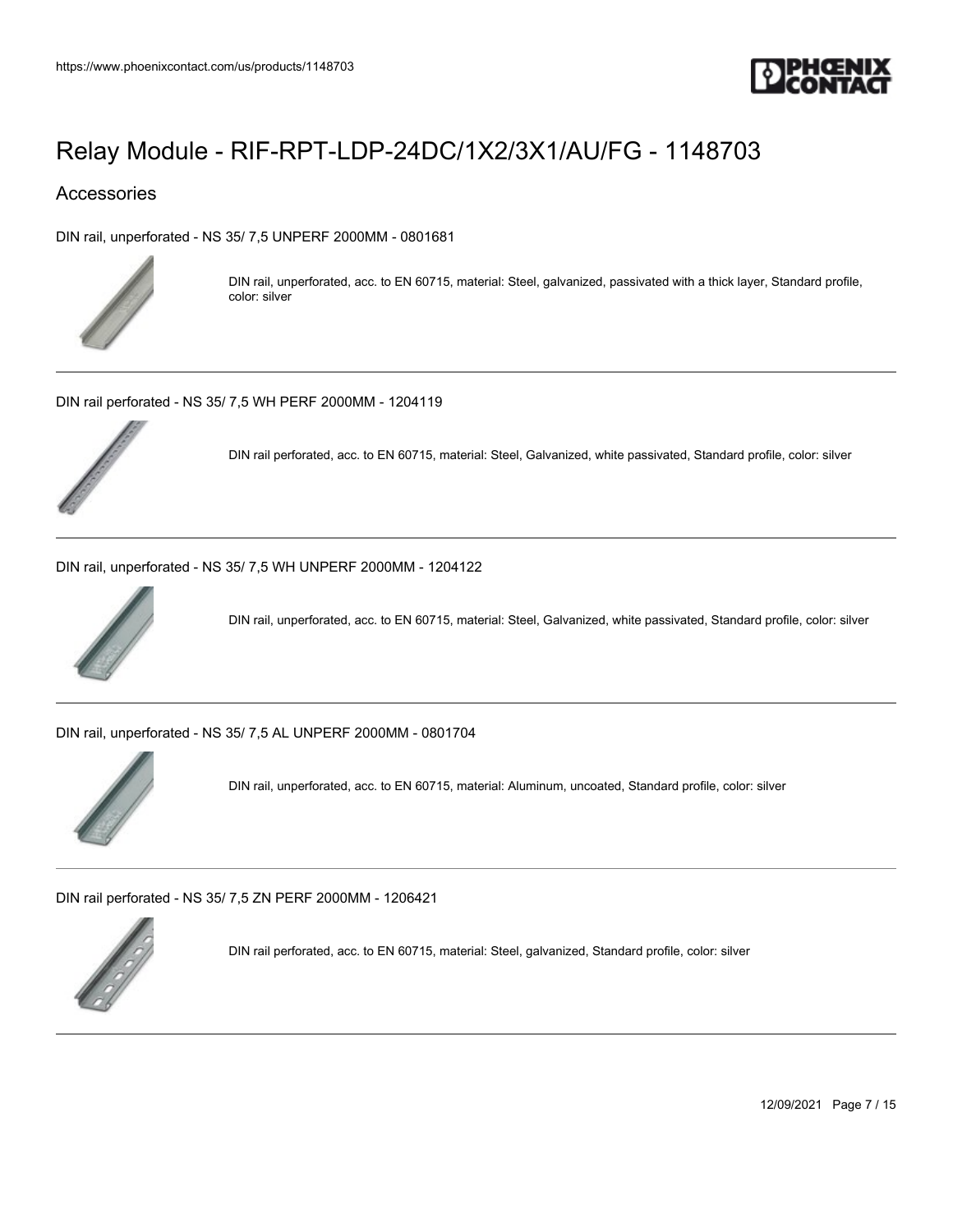# Relay Module - RIF-RPT-LDP-24DC/1X2/3X1/AU/FG - 1148703

## Accessories

DIN rail, unperforated - NS 35/ 7,5 UNPERF 2000MM - 0801681

DIN rail, unperforated, acc. to EN 60715, material: Steel, galvanized, passivated with a thick layer, Standard profile, color: silver

---

DIN rail perforated - NS 35/ 7,5 WH PERF 2000MM - 1204119

DIN rail perforated, acc. to EN 60715, material: Steel, Galvanized, white passivated, Standard profile, color: silver

---

DIN rail, unperforated - NS 35/ 7,5 WH UNPERF 2000MM - 1204122

DIN rail, unperforated, acc. to EN 60715, material: Steel, Galvanized, white passivated, Standard profile, color: silver

---

DIN rail, unperforated - NS 35/ 7,5 AL UNPERF 2000MM - 0801704

DIN rail, unperforated, acc. to EN 60715, material: Aluminum, uncoated, Standard profile, color: silver

---

DIN rail perforated - NS 35/ 7,5 ZN PERF 2000MM - 1206421

DIN rail perforated, acc. to EN 60715, material: Steel, galvanized, Standard profile, color: silver

---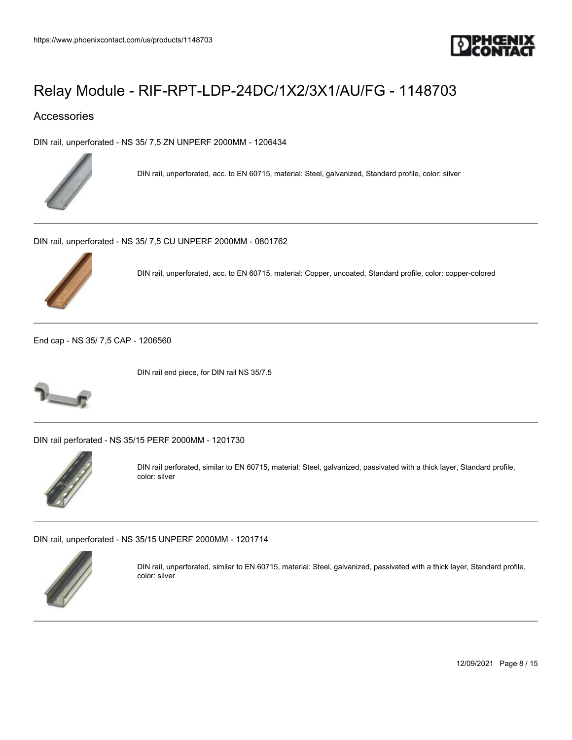## Accessories

DIN rail, unperforated - NS 35/ 7,5 ZN UNPERF 2000MM - 1206434

DIN rail, unperforated, acc. to EN 60715, material: Steel, galvanized, Standard profile, color: silver

---

DIN rail, unperforated - NS 35/ 7,5 CU UNPERF 2000MM - 0801762

DIN rail, unperforated, acc. to EN 60715, material: Copper, uncoated, Standard profile, color: copper-colored

---

End cap - NS 35/ 7,5 CAP - 1206560

DIN rail end piece, for DIN rail NS 35/7.5

---

DIN rail perforated - NS 35/15 PERF 2000MM - 1201730

DIN rail perforated, similar to EN 60715, material: Steel, galvanized, passivated with a thick layer, Standard profile, color: silver

---

DIN rail, unperforated - NS 35/15 UNPERF 2000MM - 1201714

DIN rail, unperforated, similar to EN 60715, material: Steel, galvanized, passivated with a thick layer, Standard profile, color: silver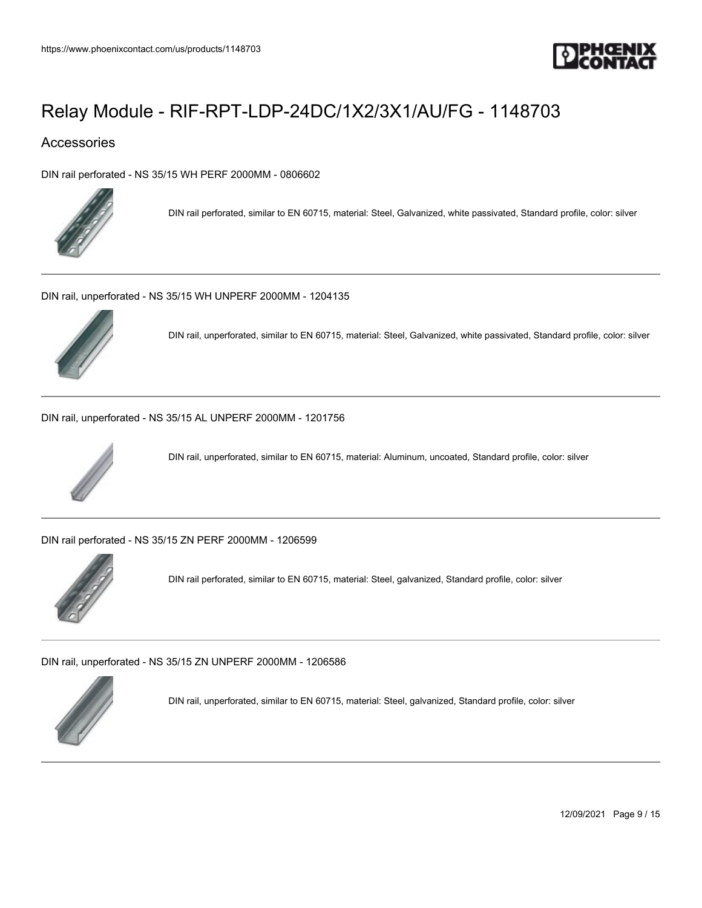# Relay Module - RIF-RPT-LDP-24DC/1X2/3X1/AU/FG - 1148703

## Accessories

DIN rail perforated - NS 35/15 WH PERF 2000MM - 0806602

DIN rail perforated, similar to EN 60715, material: Steel, Galvanized, white passivated, Standard profile, color: silver

---

DIN rail, unperforated - NS 35/15 WH UNPERF 2000MM - 1204135

DIN rail, unperforated, similar to EN 60715, material: Steel, Galvanized, white passivated, Standard profile, color: silver

---

DIN rail, unperforated - NS 35/15 AL UNPERF 2000MM - 1201756

DIN rail, unperforated, similar to EN 60715, material: Aluminum, uncoated, Standard profile, color: silver

---

DIN rail perforated - NS 35/15 ZN PERF 2000MM - 1206599

DIN rail perforated, similar to EN 60715, material: Steel, galvanized, Standard profile, color: silver

---

DIN rail, unperforated - NS 35/15 ZN UNPERF 2000MM - 1206586

DIN rail, unperforated, similar to EN 60715, material: Steel, galvanized, Standard profile, color: silver

---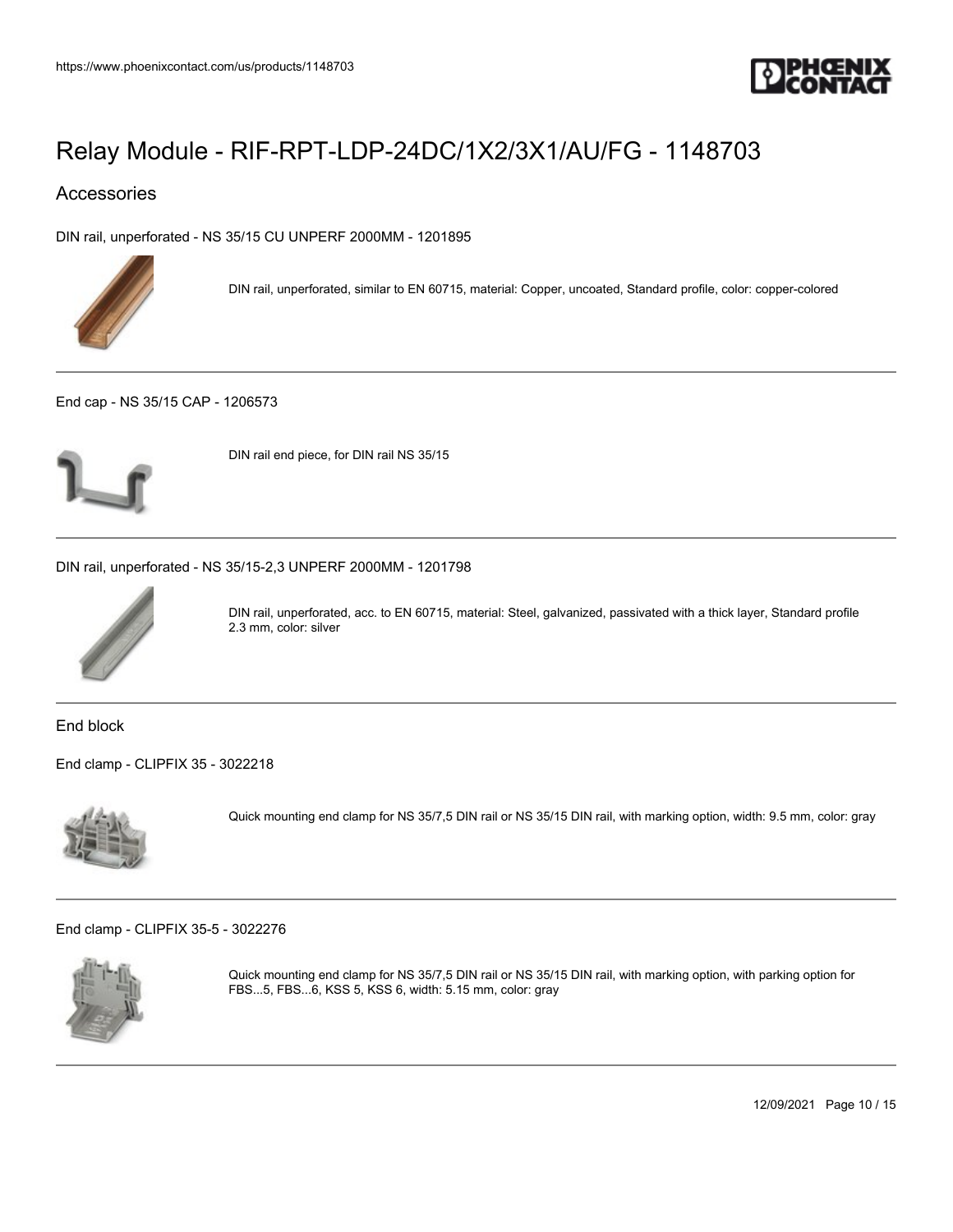# Relay Module - RIF-RPT-LDP-24DC/1X2/3X1/AU/FG - 1148703

## Accessories

### DIN rail, unperforated - NS 35/15 CU UNPERF 2000MM - 1201895

DIN rail, unperforated, similar to EN 60715, material: Copper, uncoated, Standard profile, color: copper-colored

---

### End cap - NS 35/15 CAP - 1206573

DIN rail end piece, for DIN rail NS 35/15

---

### DIN rail, unperforated - NS 35/15-2,3 UNPERF 2000MM - 1201798

DIN rail, unperforated, acc. to EN 60715, material: Steel, galvanized, passivated with a thick layer, Standard profile 2.3 mm, color: silver

---

## End block

### End clamp - CLIPFIX 35 - 3022218

Quick mounting end clamp for NS 35/7,5 DIN rail or NS 35/15 DIN rail, with marking option, width: 9.5 mm, color: gray

---

### End clamp - CLIPFIX 35-5 - 3022276

Quick mounting end clamp for NS 35/7,5 DIN rail or NS 35/15 DIN rail, with marking option, with parking option for FBS...5, FBS...6, KSS 5, KSS 6, width: 5.15 mm, color: gray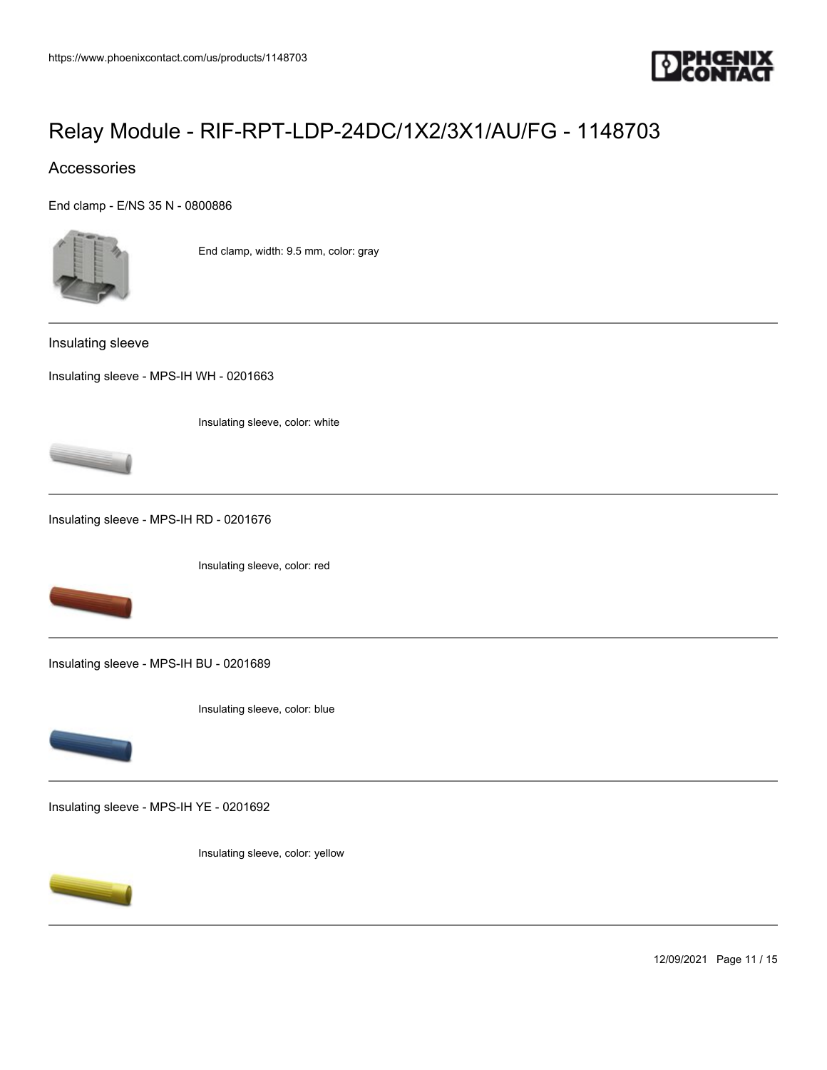# Relay Module - RIF-RPT-LDP-24DC/1X2/3X1/AU/FG - 1148703

## Accessories

End clamp - E/NS 35 N - 0800886

End clamp, width: 9.5 mm, color: gray

---

Insulating sleeve

Insulating sleeve - MPS-IH WH - 0201663

Insulating sleeve, color: white

---

Insulating sleeve - MPS-IH RD - 0201676

Insulating sleeve, color: red

---

Insulating sleeve - MPS-IH BU - 0201689

Insulating sleeve, color: blue

---

Insulating sleeve - MPS-IH YE - 0201692

Insulating sleeve, color: yellow

---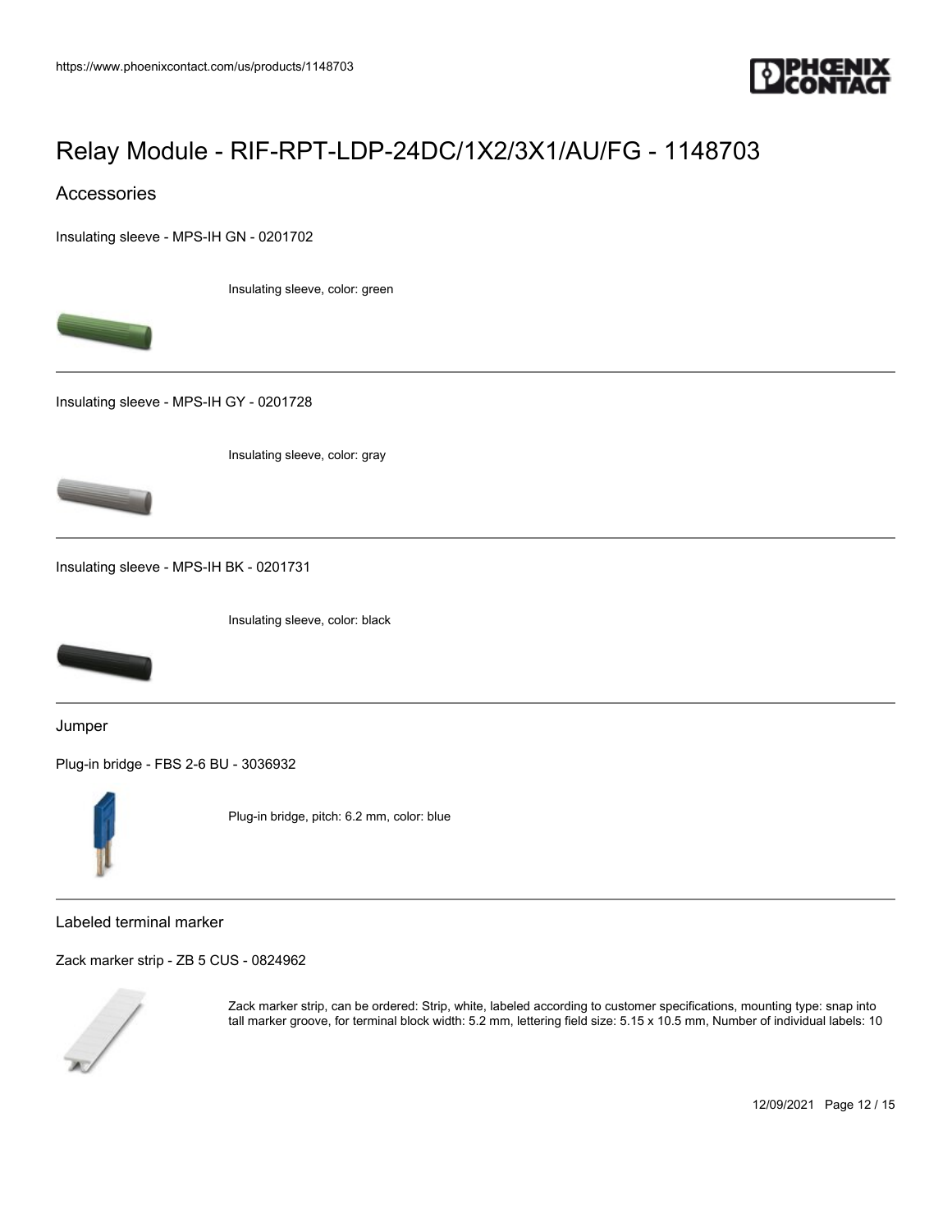# Relay Module - RIF-RPT-LDP-24DC/1X2/3X1/AU/FG - 1148703

## Accessories

Insulating sleeve - MPS-IH GN - 0201702

Insulating sleeve, color: green

Insulating sleeve - MPS-IH GY - 0201728

Insulating sleeve, color: gray

Insulating sleeve - MPS-IH BK - 0201731

Insulating sleeve, color: black

### Jumper

Plug-in bridge - FBS 2-6 BU - 3036932

Plug-in bridge, pitch: 6.2 mm, color: blue

### Labeled terminal marker

Zack marker strip - ZB 5 CUS - 0824962

Zack marker strip, can be ordered: Strip, white, labeled according to customer specifications, mounting type: snap into tall marker groove, for terminal block width: 5.2 mm, lettering field size: 5.15 x 10.5 mm, Number of individual labels: 10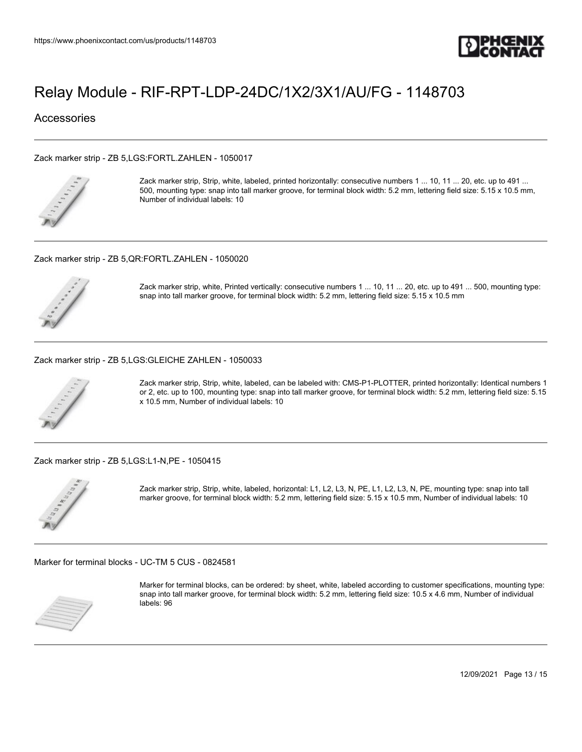# Relay Module - RIF-RPT-LDP-24DC/1X2/3X1/AU/FG - 1148703

## Accessories

Zack marker strip - ZB 5,LGS:FORTL.ZAHLEN - 1050017

Zack marker strip, Strip, white, labeled, printed horizontally: consecutive numbers 1 ... 10, 11 ... 20, etc. up to 491 ... 500, mounting type: snap into tall marker groove, for terminal block width: 5.2 mm, lettering field size: 5.15 x 10.5 mm, Number of individual labels: 10

Zack marker strip - ZB 5,QR:FORTL.ZAHLEN - 1050020

Zack marker strip, white, Printed vertically: consecutive numbers 1 ... 10, 11 ... 20, etc. up to 491 ... 500, mounting type: snap into tall marker groove, for terminal block width: 5.2 mm, lettering field size: 5.15 x 10.5 mm

Zack marker strip - ZB 5,LGS:GLEICHE ZAHLEN - 1050033

Zack marker strip, Strip, white, labeled, can be labeled with: CMS-P1-PLOTTER, printed horizontally: Identical numbers 1 or 2, etc. up to 100, mounting type: snap into tall marker groove, for terminal block width: 5.2 mm, lettering field size: 5.15 x 10.5 mm, Number of individual labels: 10

Zack marker strip - ZB 5,LGS:L1-N,PE - 1050415

Zack marker strip, Strip, white, labeled, horizontal: L1, L2, L3, N, PE, L1, L2, L3, N, PE, mounting type: snap into tall marker groove, for terminal block width: 5.2 mm, lettering field size: 5.15 x 10.5 mm, Number of individual labels: 10

Marker for terminal blocks - UC-TM 5 CUS - 0824581

Marker for terminal blocks, can be ordered: by sheet, white, labeled according to customer specifications, mounting type: snap into tall marker groove, for terminal block width: 5.2 mm, lettering field size: 10.5 x 4.6 mm, Number of individual labels: 96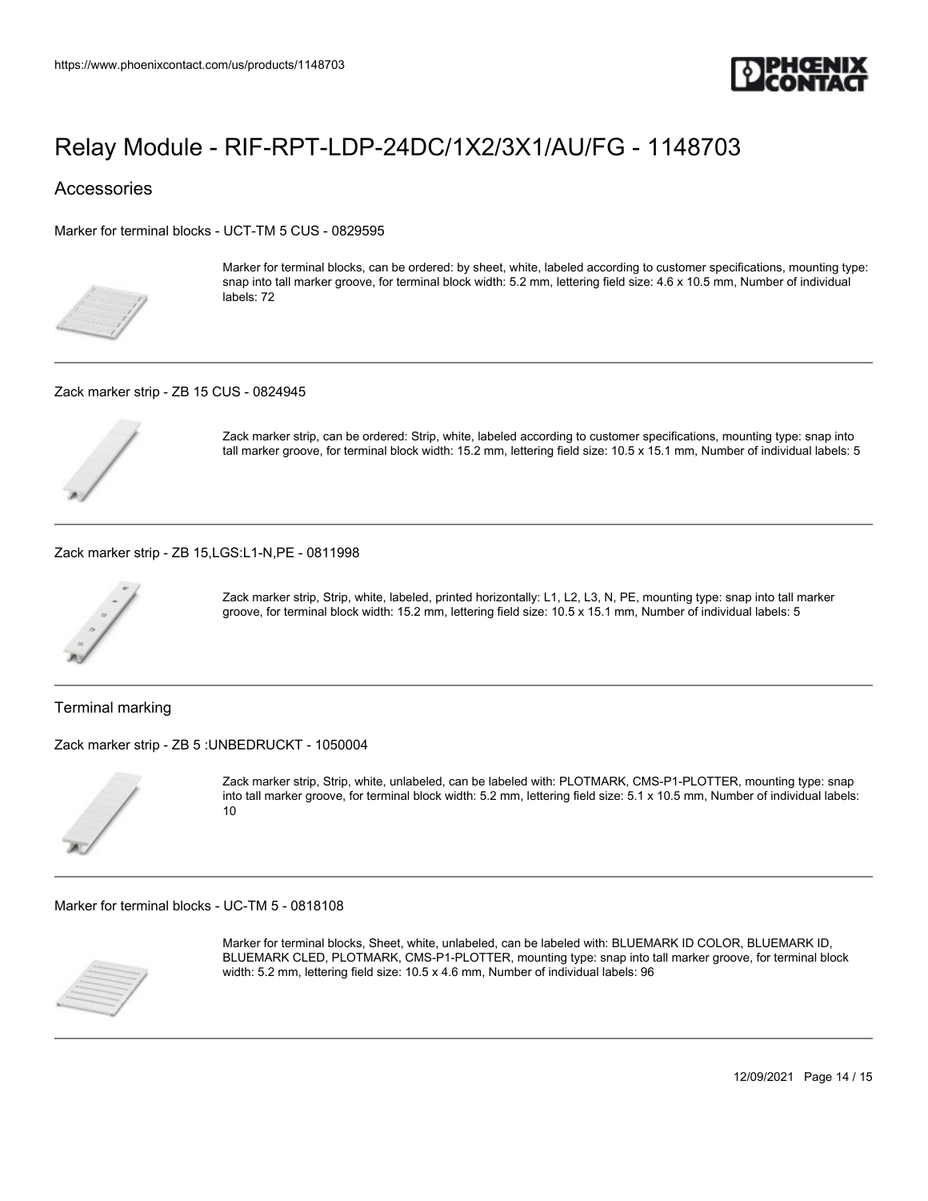# Relay Module - RIF-RPT-LDP-24DC/1X2/3X1/AU/FG - 1148703

## Accessories

### Marker for terminal blocks - UCT-TM 5 CUS - 0829595

Marker for terminal blocks, can be ordered: by sheet, white, labeled according to customer specifications, mounting type: snap into tall marker groove, for terminal block width: 5.2 mm, lettering field size: 4.6 x 10.5 mm, Number of individual labels: 72

---

### Zack marker strip - ZB 15 CUS - 0824945

Zack marker strip, can be ordered: Strip, white, labeled according to customer specifications, mounting type: snap into tall marker groove, for terminal block width: 15.2 mm, lettering field size: 10.5 x 15.1 mm, Number of individual labels: 5

---

### Zack marker strip - ZB 15,LGS:L1-N,PE - 0811998

Zack marker strip, Strip, white, labeled, printed horizontally: L1, L2, L3, N, PE, mounting type: snap into tall marker groove, for terminal block width: 15.2 mm, lettering field size: 10.5 x 15.1 mm, Number of individual labels: 5

---

## Terminal marking

### Zack marker strip - ZB 5 :UNBEDRUCKT - 1050004

Zack marker strip, Strip, white, unlabeled, can be labeled with: PLOTMARK, CMS-P1-PLOTTER, mounting type: snap into tall marker groove, for terminal block width: 5.2 mm, lettering field size: 5.1 x 10.5 mm, Number of individual labels: 10

---

### Marker for terminal blocks - UC-TM 5 - 0818108

Marker for terminal blocks, Sheet, white, unlabeled, can be labeled with: BLUEMARK ID COLOR, BLUEMARK ID, BLUEMARK CLED, PLOTMARK, CMS-P1-PLOTTER, mounting type: snap into tall marker groove, for terminal block width: 5.2 mm, lettering field size: 10.5 x 4.6 mm, Number of individual labels: 96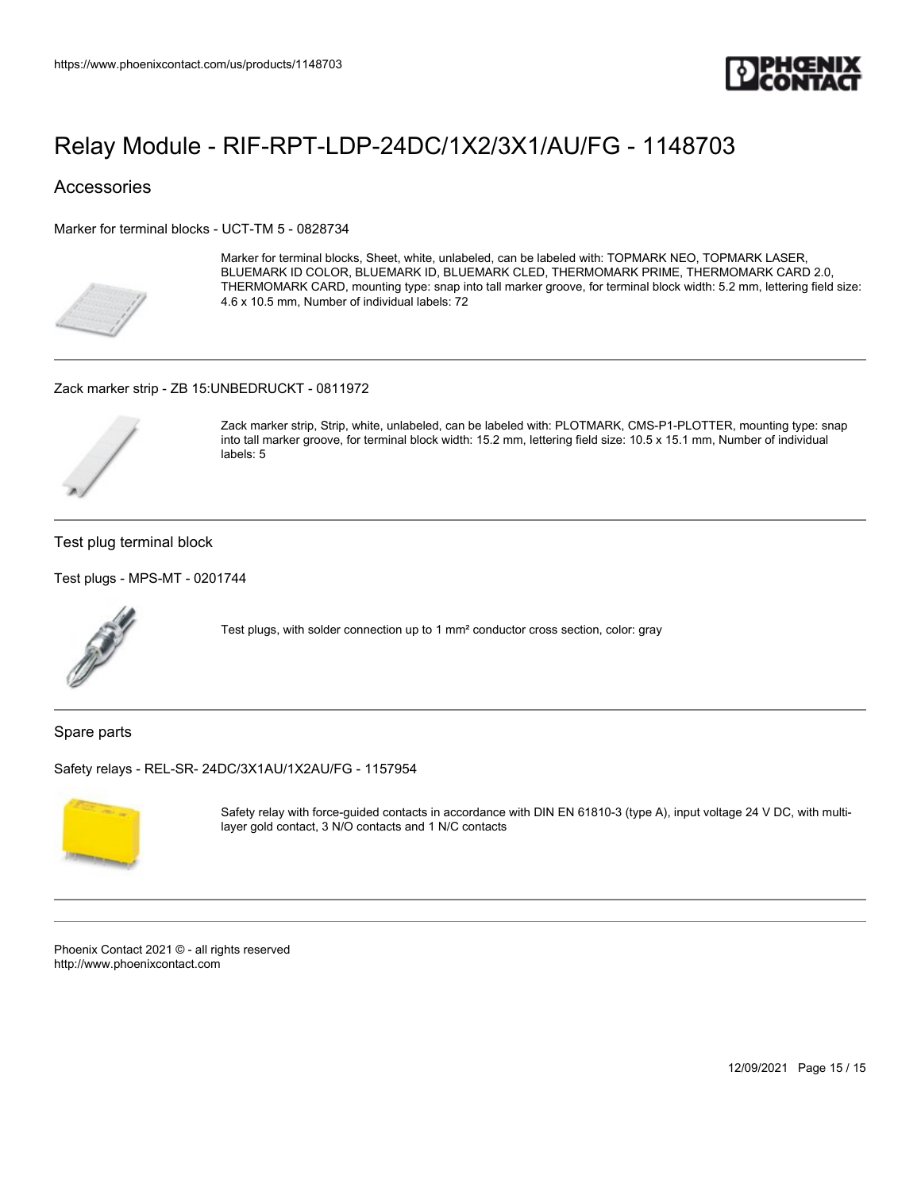# Relay Module - RIF-RPT-LDP-24DC/1X2/3X1/AU/FG - 1148703

## Accessories

Marker for terminal blocks - UCT-TM 5 - 0828734

Marker for terminal blocks, Sheet, white, unlabeled, can be labeled with: TOPMARK NEO, TOPMARK LASER, BLUEMARK ID COLOR, BLUEMARK ID, BLUEMARK CLED, THERMOMARK PRIME, THERMOMARK CARD 2.0, THERMOMARK CARD, mounting type: snap into tall marker groove, for terminal block width: 5.2 mm, lettering field size: 4.6 x 10.5 mm, Number of individual labels: 72

---

Zack marker strip - ZB 15:UNBEDRUCKT - 0811972

Zack marker strip, Strip, white, unlabeled, can be labeled with: PLOTMARK, CMS-P1-PLOTTER, mounting type: snap into tall marker groove, for terminal block width: 15.2 mm, lettering field size: 10.5 x 15.1 mm, Number of individual labels: 5

---

### Test plug terminal block

Test plugs - MPS-MT - 0201744

Test plugs, with solder connection up to 1 mm² conductor cross section, color: gray

---

### Spare parts

Safety relays - REL-SR- 24DC/3X1AU/1X2AU/FG - 1157954

Safety relay with force-guided contacts in accordance with DIN EN 61810-3 (type A), input voltage 24 V DC, with multi-layer gold contact, 3 N/O contacts and 1 N/C contacts

---

Phoenix Contact 2021 © - all rights reserved
http://www.phoenixcontact.com